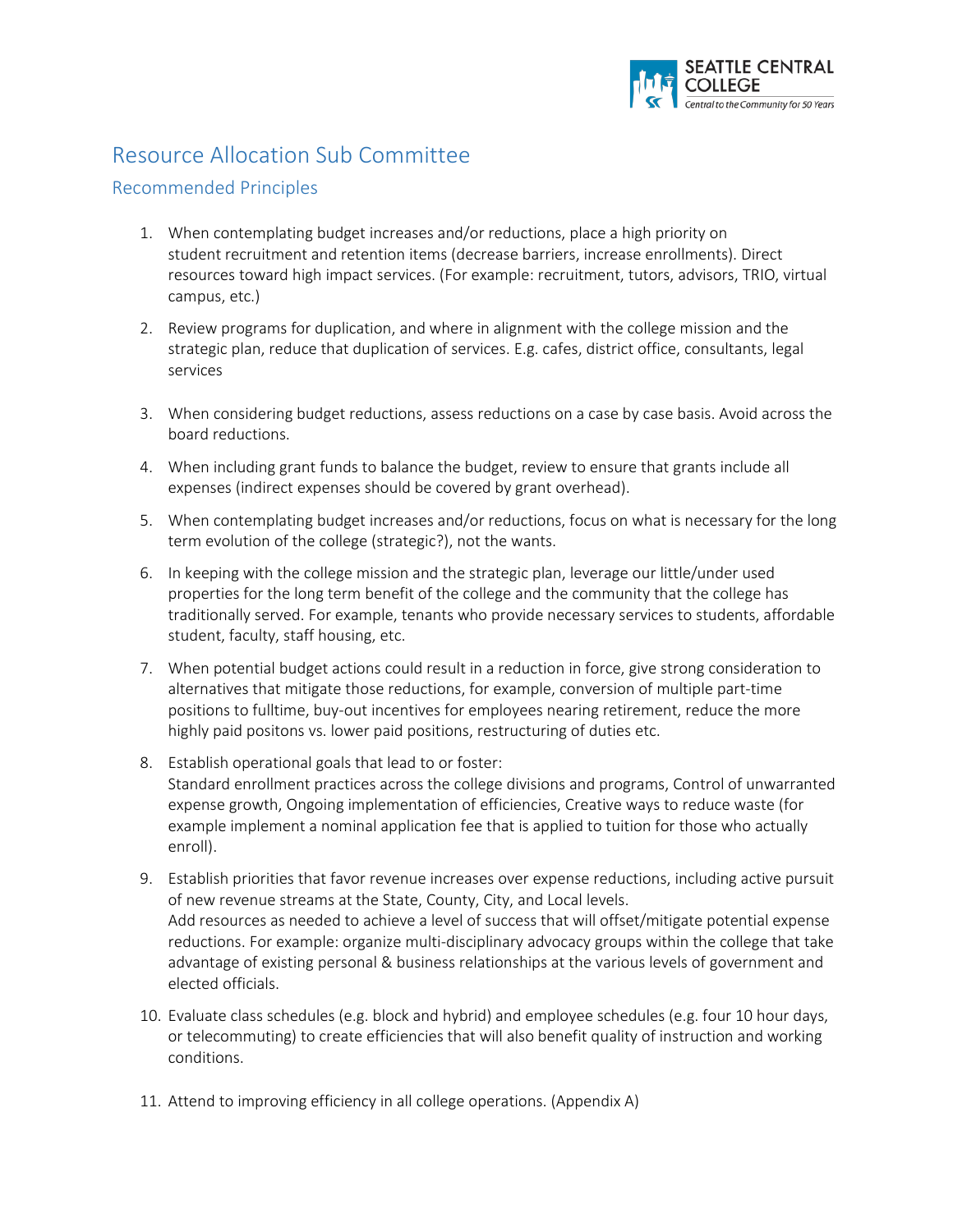# Resource Allocation Sub Committee

## Recommended Principles

1. When contemplating budget increases and/or reductions, place a high priority on student recruitment and retention items (decrease barriers, increase enrollments). Direct resources toward high impact services. (For example: recruitment, tutors, advisors, TRIO, virtual campus, etc.)

2. Review programs for duplication, and where in alignment with the college mission and the strategic plan, reduce that duplication of services. E.g. cafes, district office, consultants, legal services

3. When considering budget reductions, assess reductions on a case by case basis. Avoid across the board reductions.

4. When including grant funds to balance the budget, review to ensure that grants include all expenses (indirect expenses should be covered by grant overhead).

5. When contemplating budget increases and/or reductions, focus on what is necessary for the long term evolution of the college (strategic?), not the wants.

6. In keeping with the college mission and the strategic plan, leverage our little/under used properties for the long term benefit of the college and the community that the college has traditionally served. For example, tenants who provide necessary services to students, affordable student, faculty, staff housing, etc.

7. When potential budget actions could result in a reduction in force, give strong consideration to alternatives that mitigate those reductions, for example, conversion of multiple part-time positions to fulltime, buy-out incentives for employees nearing retirement, reduce the more highly paid positons vs. lower paid positions, restructuring of duties etc.

8. Establish operational goals that lead to or foster:
   Standard enrollment practices across the college divisions and programs, Control of unwarranted expense growth, Ongoing implementation of efficiencies, Creative ways to reduce waste (for example implement a nominal application fee that is applied to tuition for those who actually enroll).

9. Establish priorities that favor revenue increases over expense reductions, including active pursuit of new revenue streams at the State, County, City, and Local levels.
   Add resources as needed to achieve a level of success that will offset/mitigate potential expense reductions. For example: organize multi-disciplinary advocacy groups within the college that take advantage of existing personal & business relationships at the various levels of government and elected officials.

10. Evaluate class schedules (e.g. block and hybrid) and employee schedules (e.g. four 10 hour days, or telecommuting) to create efficiencies that will also benefit quality of instruction and working conditions.

11. Attend to improving efficiency in all college operations. (Appendix A)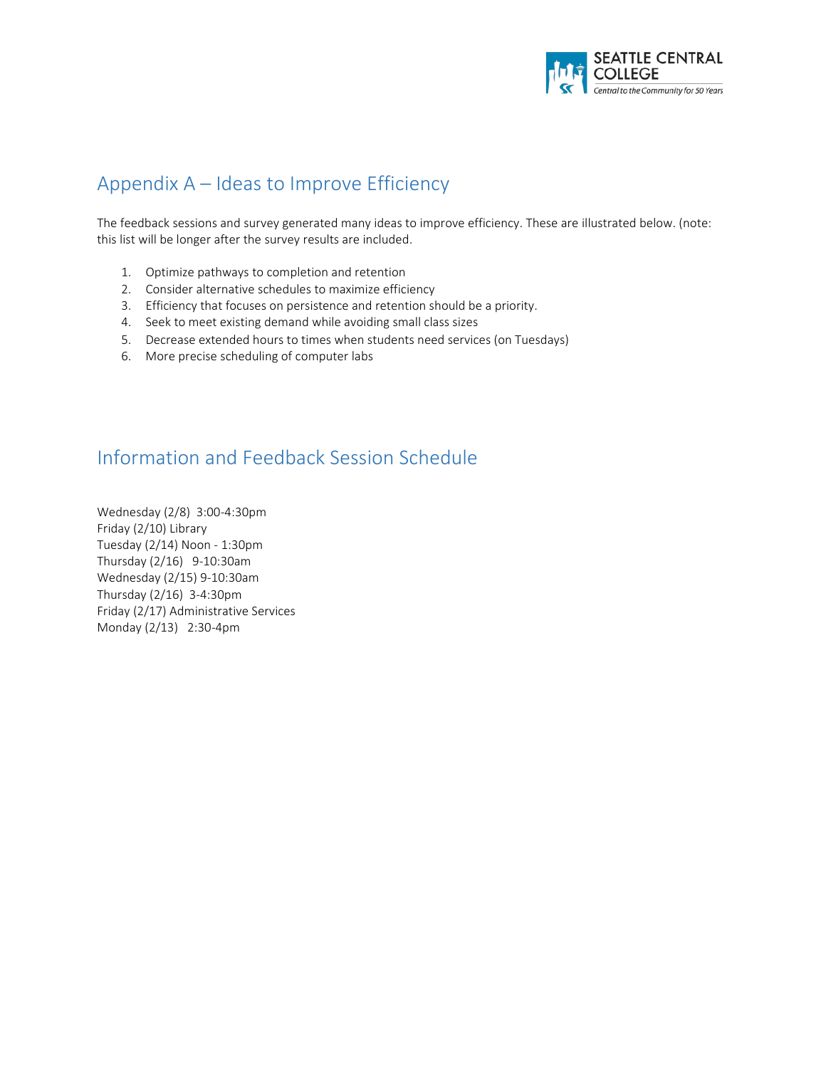## Appendix A – Ideas to Improve Efficiency

The feedback sessions and survey generated many ideas to improve efficiency. These are illustrated below. (note: this list will be longer after the survey results are included.

1. Optimize pathways to completion and retention
2. Consider alternative schedules to maximize efficiency
3. Efficiency that focuses on persistence and retention should be a priority.
4. Seek to meet existing demand while avoiding small class sizes
5. Decrease extended hours to times when students need services (on Tuesdays)
6. More precise scheduling of computer labs

## Information and Feedback Session Schedule

Wednesday (2/8) 3:00-4:30pm
Friday (2/10) Library
Tuesday (2/14) Noon - 1:30pm
Thursday (2/16) 9-10:30am
Wednesday (2/15) 9-10:30am
Thursday (2/16) 3-4:30pm
Friday (2/17) Administrative Services
Monday (2/13) 2:30-4pm